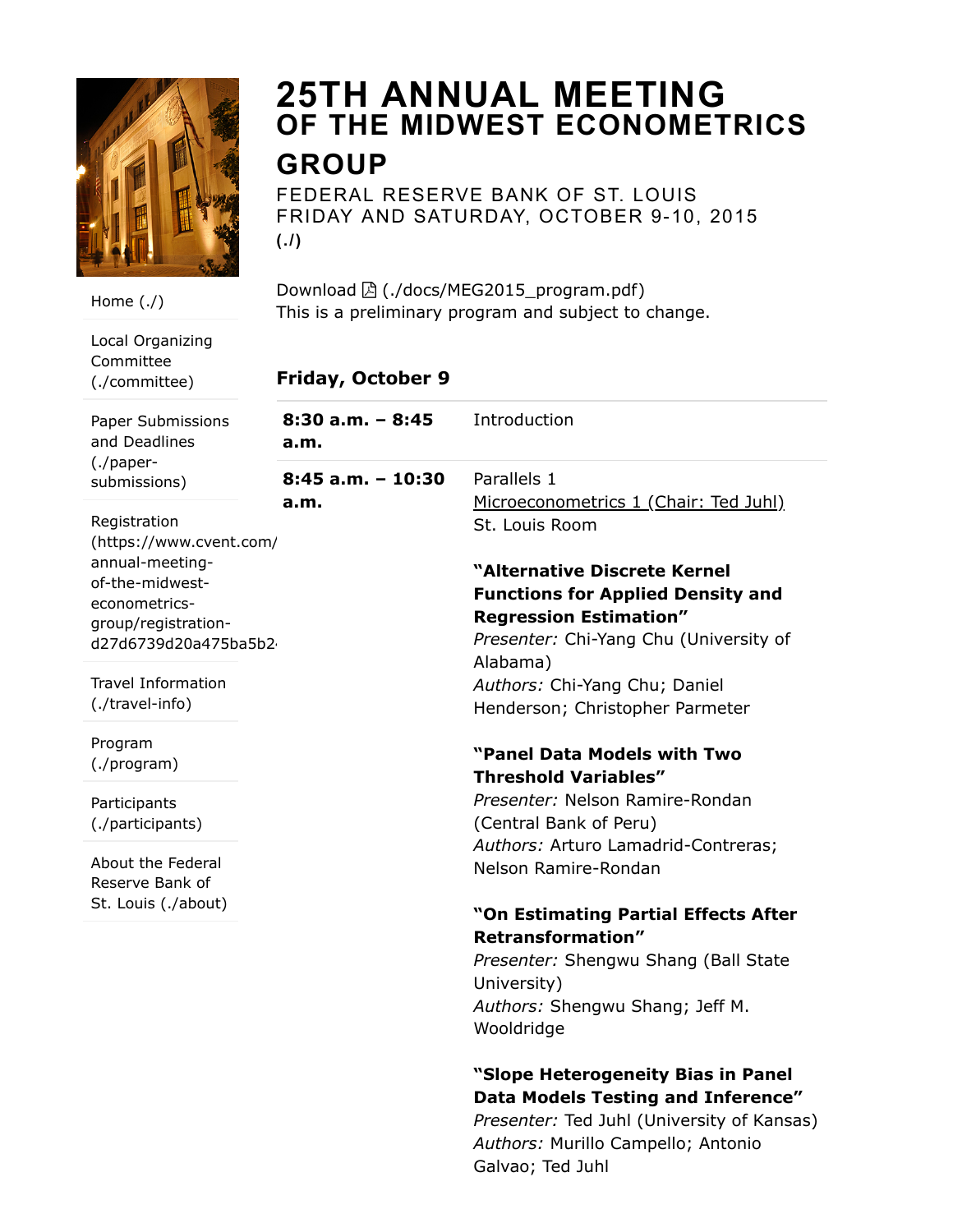# 25TH ANNUAL MEETING OF THE MIDWEST ECONOMETRICS GROUP

FEDERAL RESERVE BANK OF ST. LOUIS
FRIDAY AND SATURDAY, OCTOBER 9-10, 2015
(./)

- Home (./)
- Local Organizing Committee (./committee)
- Paper Submissions and Deadlines (./paper-submissions)
- Registration (https://www.cvent.com/annual-meeting-of-the-midwest-econometrics-group/registration-d27d6739d20a475ba5b2
- Travel Information (./travel-info)
- Program (./program)
- Participants (./participants)
- About the Federal Reserve Bank of St. Louis (./about)

Download (./docs/MEG2015_program.pdf)
This is a preliminary program and subject to change.

## Friday, October 9

**8:30 a.m. – 8:45 a.m.** Introduction

**8:45 a.m. – 10:30 a.m.** Parallels 1
Microeconometrics 1 (Chair: Ted Juhl)
St. Louis Room

**"Alternative Discrete Kernel Functions for Applied Density and Regression Estimation"**
*Presenter:* Chi-Yang Chu (University of Alabama)
*Authors:* Chi-Yang Chu; Daniel Henderson; Christopher Parmeter

**"Panel Data Models with Two Threshold Variables"**
*Presenter:* Nelson Ramire-Rondan (Central Bank of Peru)
*Authors:* Arturo Lamadrid-Contreras; Nelson Ramire-Rondan

**"On Estimating Partial Effects After Retransformation"**
*Presenter:* Shengwu Shang (Ball State University)
*Authors:* Shengwu Shang; Jeff M. Wooldridge

**"Slope Heterogeneity Bias in Panel Data Models Testing and Inference"**
*Presenter:* Ted Juhl (University of Kansas)
*Authors:* Murillo Campello; Antonio Galvao; Ted Juhl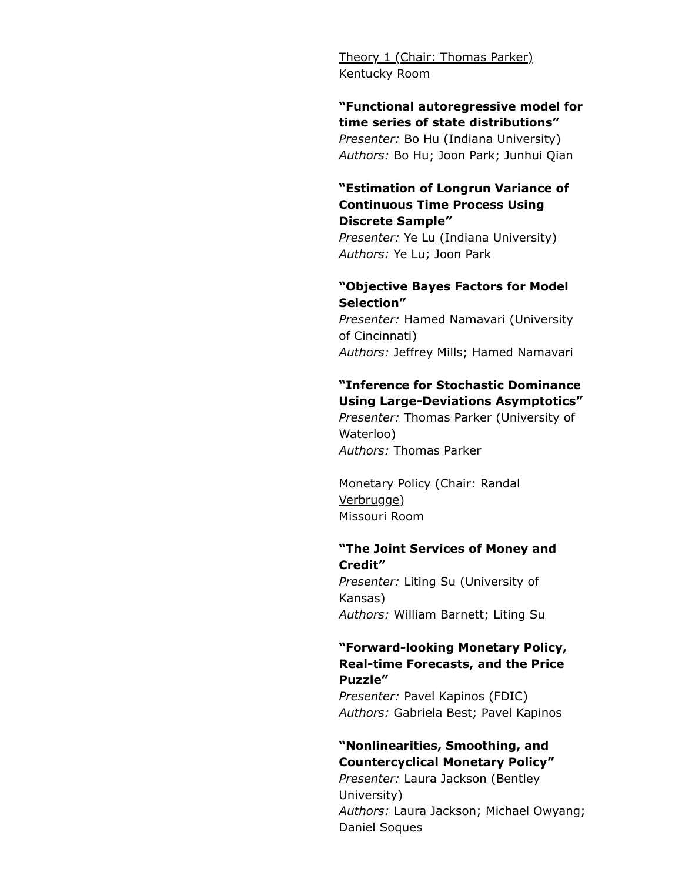Theory 1 (Chair: Thomas Parker)
Kentucky Room

**"Functional autoregressive model for time series of state distributions"**
*Presenter:* Bo Hu (Indiana University)
*Authors:* Bo Hu; Joon Park; Junhui Qian

**"Estimation of Longrun Variance of Continuous Time Process Using Discrete Sample"**
*Presenter:* Ye Lu (Indiana University)
*Authors:* Ye Lu; Joon Park

**"Objective Bayes Factors for Model Selection"**
*Presenter:* Hamed Namavari (University of Cincinnati)
*Authors:* Jeffrey Mills; Hamed Namavari

**"Inference for Stochastic Dominance Using Large-Deviations Asymptotics"**
*Presenter:* Thomas Parker (University of Waterloo)
*Authors:* Thomas Parker

Monetary Policy (Chair: Randal Verbrugge)
Missouri Room

**"The Joint Services of Money and Credit"**
*Presenter:* Liting Su (University of Kansas)
*Authors:* William Barnett; Liting Su

**"Forward-looking Monetary Policy, Real-time Forecasts, and the Price Puzzle"**
*Presenter:* Pavel Kapinos (FDIC)
*Authors:* Gabriela Best; Pavel Kapinos

**"Nonlinearities, Smoothing, and Countercyclical Monetary Policy"**
*Presenter:* Laura Jackson (Bentley University)
*Authors:* Laura Jackson; Michael Owyang; Daniel Soques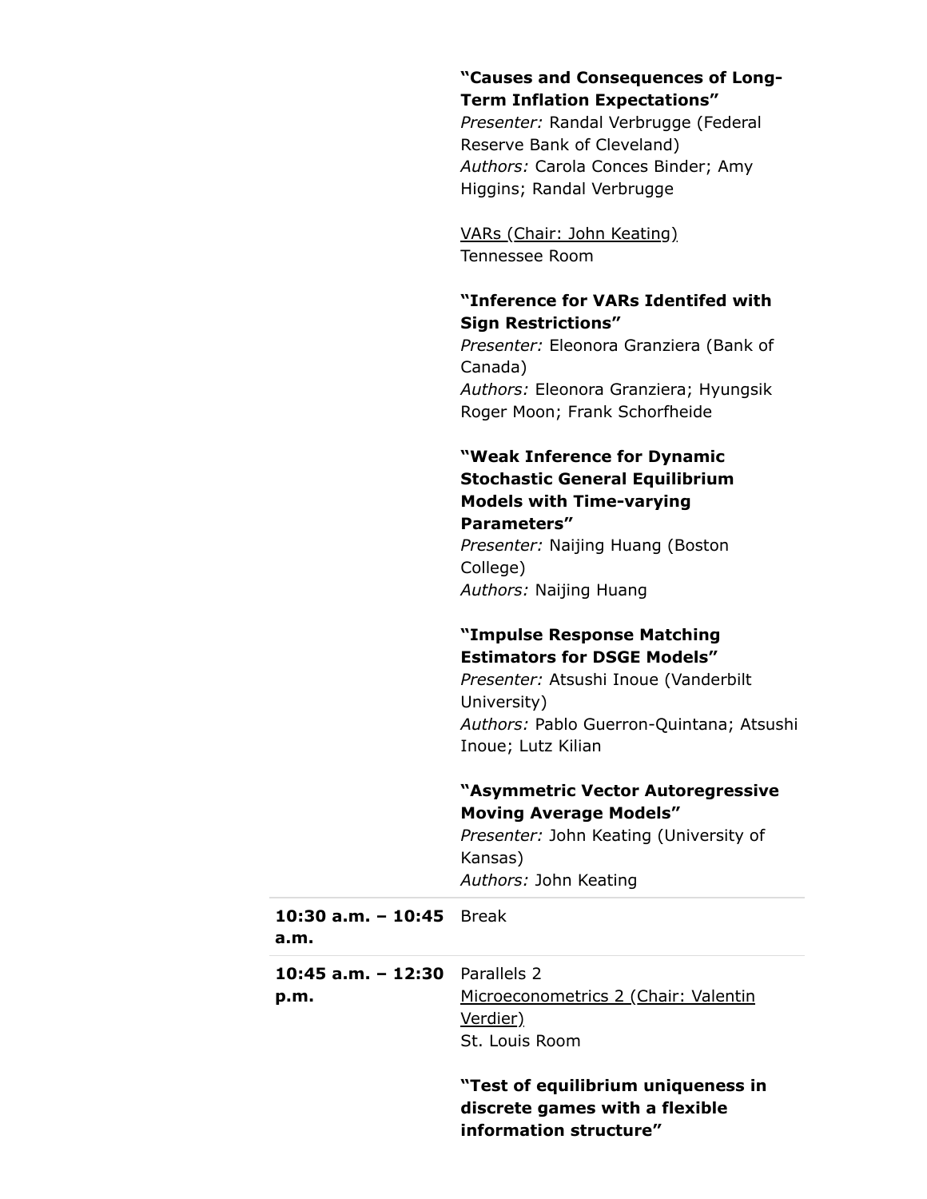**"Causes and Consequences of Long-Term Inflation Expectations"**
*Presenter:* Randal Verbrugge (Federal Reserve Bank of Cleveland)
*Authors:* Carola Conces Binder; Amy Higgins; Randal Verbrugge

VARs (Chair: John Keating)
Tennessee Room

**"Inference for VARs Identifed with Sign Restrictions"**
*Presenter:* Eleonora Granziera (Bank of Canada)
*Authors:* Eleonora Granziera; Hyungsik Roger Moon; Frank Schorfheide

**"Weak Inference for Dynamic Stochastic General Equilibrium Models with Time-varying Parameters"**
*Presenter:* Naijing Huang (Boston College)
*Authors:* Naijing Huang

**"Impulse Response Matching Estimators for DSGE Models"**
*Presenter:* Atsushi Inoue (Vanderbilt University)
*Authors:* Pablo Guerron-Quintana; Atsushi Inoue; Lutz Kilian

**"Asymmetric Vector Autoregressive Moving Average Models"**
*Presenter:* John Keating (University of Kansas)
*Authors:* John Keating

| | |
|---|---|
| **10:30 a.m. – 10:45 a.m.** | Break |
| **10:45 a.m. – 12:30 p.m.** | Parallels 2 |

Microeconometrics 2 (Chair: Valentin Verdier)
St. Louis Room

**"Test of equilibrium uniqueness in discrete games with a flexible information structure"**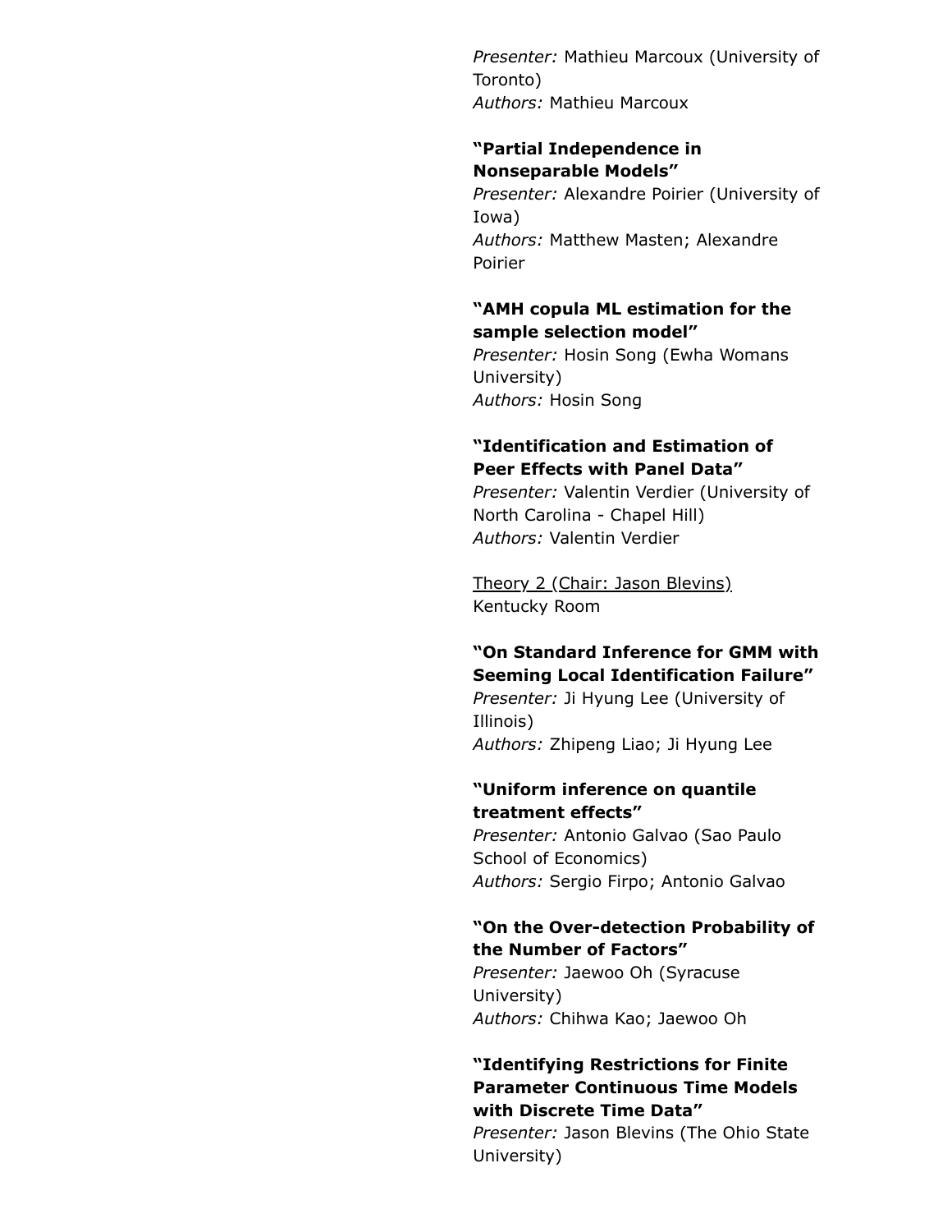*Presenter:* Mathieu Marcoux (University of Toronto)
*Authors:* Mathieu Marcoux

**“Partial Independence in Nonseparable Models”**
*Presenter:* Alexandre Poirier (University of Iowa)
*Authors:* Matthew Masten; Alexandre Poirier

**“AMH copula ML estimation for the sample selection model”**
*Presenter:* Hosin Song (Ewha Womans University)
*Authors:* Hosin Song

**“Identification and Estimation of Peer Effects with Panel Data”**
*Presenter:* Valentin Verdier (University of North Carolina - Chapel Hill)
*Authors:* Valentin Verdier

<u>Theory 2 (Chair: Jason Blevins)</u>
Kentucky Room

**“On Standard Inference for GMM with Seeming Local Identification Failure”**
*Presenter:* Ji Hyung Lee (University of Illinois)
*Authors:* Zhipeng Liao; Ji Hyung Lee

**“Uniform inference on quantile treatment effects”**
*Presenter:* Antonio Galvao (Sao Paulo School of Economics)
*Authors:* Sergio Firpo; Antonio Galvao

**“On the Over-detection Probability of the Number of Factors”**
*Presenter:* Jaewoo Oh (Syracuse University)
*Authors:* Chihwa Kao; Jaewoo Oh

**“Identifying Restrictions for Finite Parameter Continuous Time Models with Discrete Time Data”**
*Presenter:* Jason Blevins (The Ohio State University)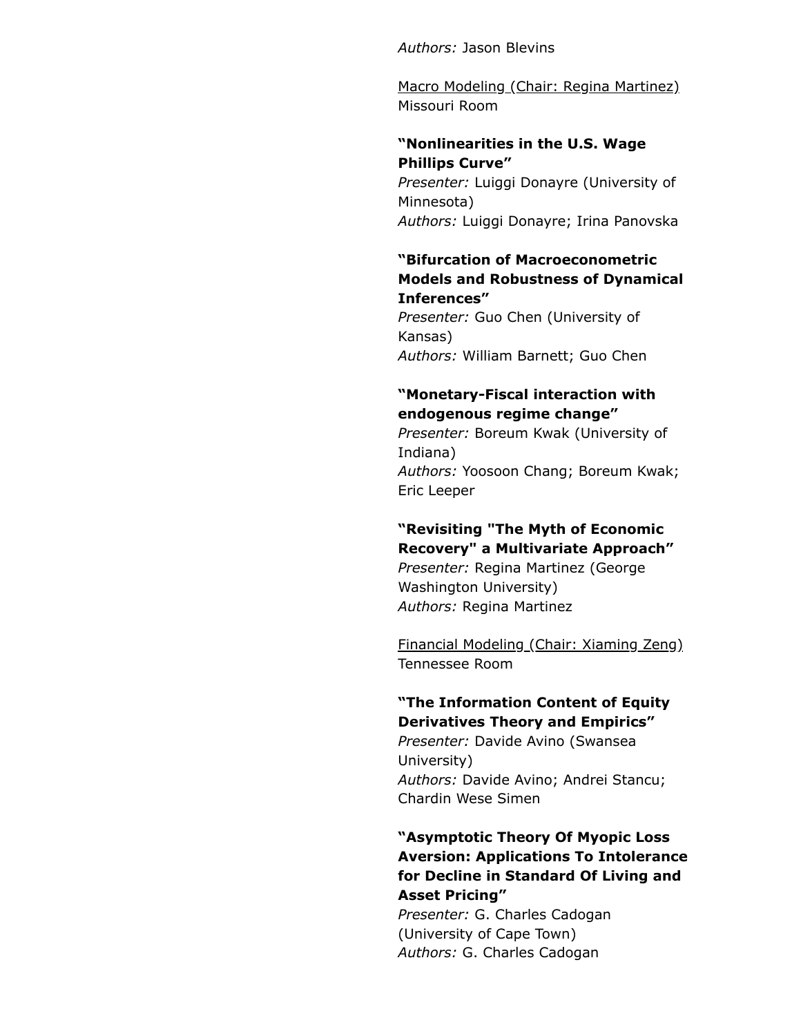*Authors:* Jason Blevins

Macro Modeling (Chair: Regina Martinez)
Missouri Room

**“Nonlinearities in the U.S. Wage Phillips Curve”**
*Presenter:* Luiggi Donayre (University of Minnesota)
*Authors:* Luiggi Donayre; Irina Panovska

**“Bifurcation of Macroeconometric Models and Robustness of Dynamical Inferences”**
*Presenter:* Guo Chen (University of Kansas)
*Authors:* William Barnett; Guo Chen

**“Monetary-Fiscal interaction with endogenous regime change”**
*Presenter:* Boreum Kwak (University of Indiana)
*Authors:* Yoosoon Chang; Boreum Kwak; Eric Leeper

**“Revisiting "The Myth of Economic Recovery" a Multivariate Approach”**
*Presenter:* Regina Martinez (George Washington University)
*Authors:* Regina Martinez

Financial Modeling (Chair: Xiaming Zeng)
Tennessee Room

**“The Information Content of Equity Derivatives Theory and Empirics”**
*Presenter:* Davide Avino (Swansea University)
*Authors:* Davide Avino; Andrei Stancu; Chardin Wese Simen

**“Asymptotic Theory Of Myopic Loss Aversion: Applications To Intolerance for Decline in Standard Of Living and Asset Pricing”**
*Presenter:* G. Charles Cadogan (University of Cape Town)
*Authors:* G. Charles Cadogan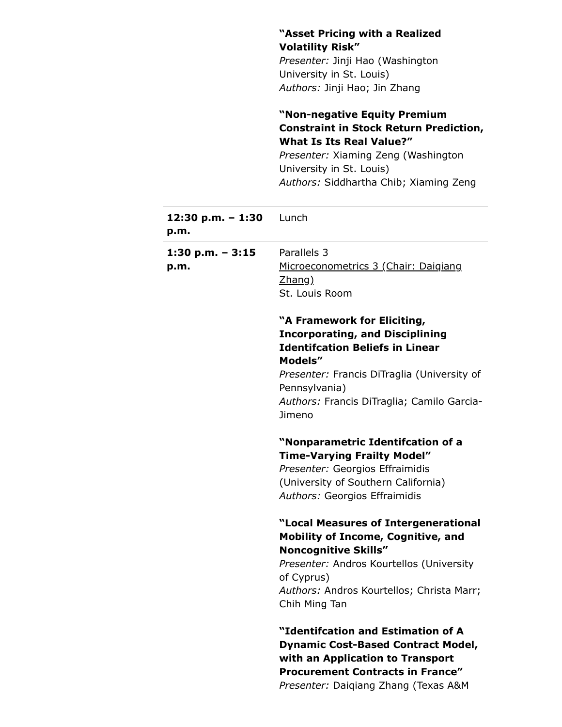**"Asset Pricing with a Realized Volatility Risk"**
*Presenter:* Jinji Hao (Washington University in St. Louis)
*Authors:* Jinji Hao; Jin Zhang

**"Non-negative Equity Premium Constraint in Stock Return Prediction, What Is Its Real Value?"**
*Presenter:* Xiaming Zeng (Washington University in St. Louis)
*Authors:* Siddhartha Chib; Xiaming Zeng

| | |
|---|---|
| **12:30 p.m. – 1:30 p.m.** | Lunch |
| **1:30 p.m. – 3:15 p.m.** | Parallels 3 |

Microeconometrics 3 (Chair: Daiqiang Zhang)
St. Louis Room

**"A Framework for Eliciting, Incorporating, and Disciplining Identifcation Beliefs in Linear Models"**
*Presenter:* Francis DiTraglia (University of Pennsylvania)
*Authors:* Francis DiTraglia; Camilo Garcia-Jimeno

**"Nonparametric Identifcation of a Time-Varying Frailty Model"**
*Presenter:* Georgios Effraimidis (University of Southern California)
*Authors:* Georgios Effraimidis

**"Local Measures of Intergenerational Mobility of Income, Cognitive, and Noncognitive Skills"**
*Presenter:* Andros Kourtellos (University of Cyprus)
*Authors:* Andros Kourtellos; Christa Marr; Chih Ming Tan

**"Identifcation and Estimation of A Dynamic Cost-Based Contract Model, with an Application to Transport Procurement Contracts in France"**
*Presenter:* Daiqiang Zhang (Texas A&M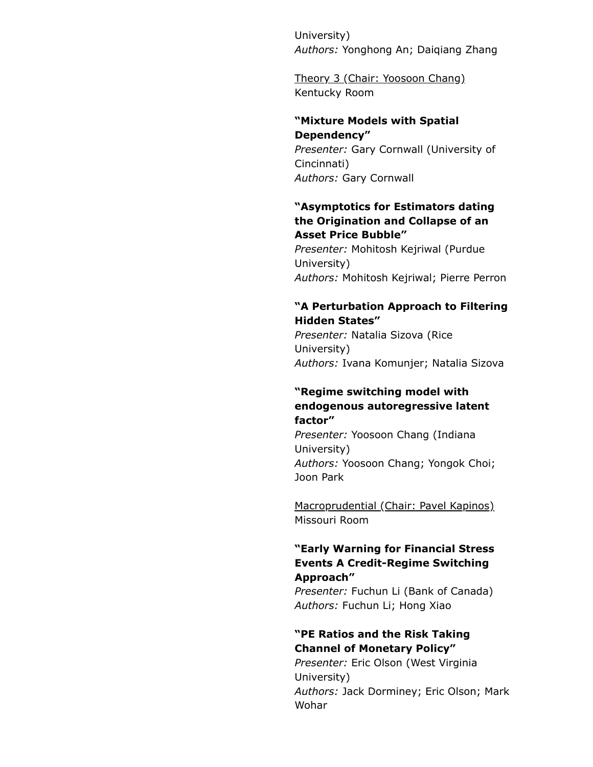University)
*Authors:* Yonghong An; Daiqiang Zhang

<u>Theory 3 (Chair: Yoosoon Chang)</u>
Kentucky Room

**"Mixture Models with Spatial Dependency"**
*Presenter:* Gary Cornwall (University of Cincinnati)
*Authors:* Gary Cornwall

**"Asymptotics for Estimators dating the Origination and Collapse of an Asset Price Bubble"**
*Presenter:* Mohitosh Kejriwal (Purdue University)
*Authors:* Mohitosh Kejriwal; Pierre Perron

**"A Perturbation Approach to Filtering Hidden States"**
*Presenter:* Natalia Sizova (Rice University)
*Authors:* Ivana Komunjer; Natalia Sizova

**"Regime switching model with endogenous autoregressive latent factor"**
*Presenter:* Yoosoon Chang (Indiana University)
*Authors:* Yoosoon Chang; Yongok Choi; Joon Park

<u>Macroprudential (Chair: Pavel Kapinos)</u>
Missouri Room

**"Early Warning for Financial Stress Events A Credit-Regime Switching Approach"**
*Presenter:* Fuchun Li (Bank of Canada)
*Authors:* Fuchun Li; Hong Xiao

**"PE Ratios and the Risk Taking Channel of Monetary Policy"**
*Presenter:* Eric Olson (West Virginia University)
*Authors:* Jack Dorminey; Eric Olson; Mark Wohar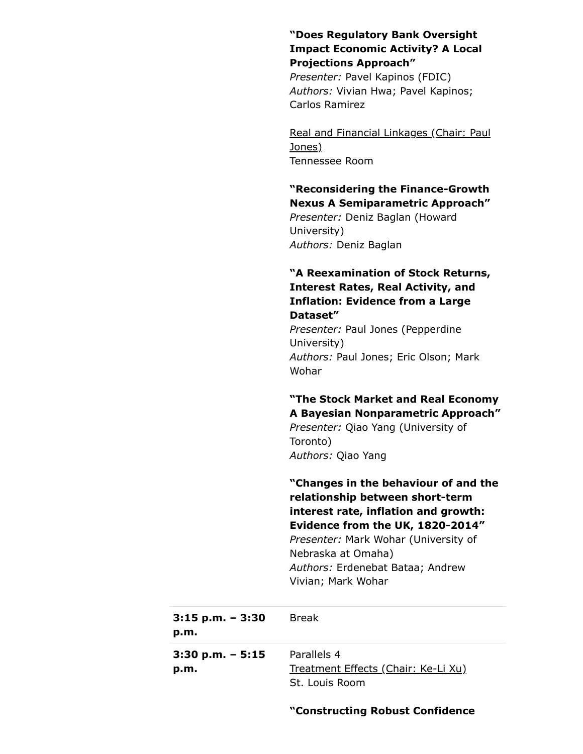**"Does Regulatory Bank Oversight Impact Economic Activity? A Local Projections Approach"**
*Presenter:* Pavel Kapinos (FDIC)
*Authors:* Vivian Hwa; Pavel Kapinos; Carlos Ramirez

<u>Real and Financial Linkages (Chair: Paul Jones)</u>
Tennessee Room

**"Reconsidering the Finance-Growth Nexus A Semiparametric Approach"**
*Presenter:* Deniz Baglan (Howard University)
*Authors:* Deniz Baglan

**"A Reexamination of Stock Returns, Interest Rates, Real Activity, and Inflation: Evidence from a Large Dataset"**
*Presenter:* Paul Jones (Pepperdine University)
*Authors:* Paul Jones; Eric Olson; Mark Wohar

**"The Stock Market and Real Economy A Bayesian Nonparametric Approach"**
*Presenter:* Qiao Yang (University of Toronto)
*Authors:* Qiao Yang

**"Changes in the behaviour of and the relationship between short-term interest rate, inflation and growth: Evidence from the UK, 1820-2014"**
*Presenter:* Mark Wohar (University of Nebraska at Omaha)
*Authors:* Erdenebat Bataa; Andrew Vivian; Mark Wohar

| | |
|---|---|
| **3:15 p.m. – 3:30 p.m.** | Break |
| **3:30 p.m. – 5:15 p.m.** | Parallels 4<br><u>Treatment Effects (Chair: Ke-Li Xu)</u><br>St. Louis Room |

**"Constructing Robust Confidence**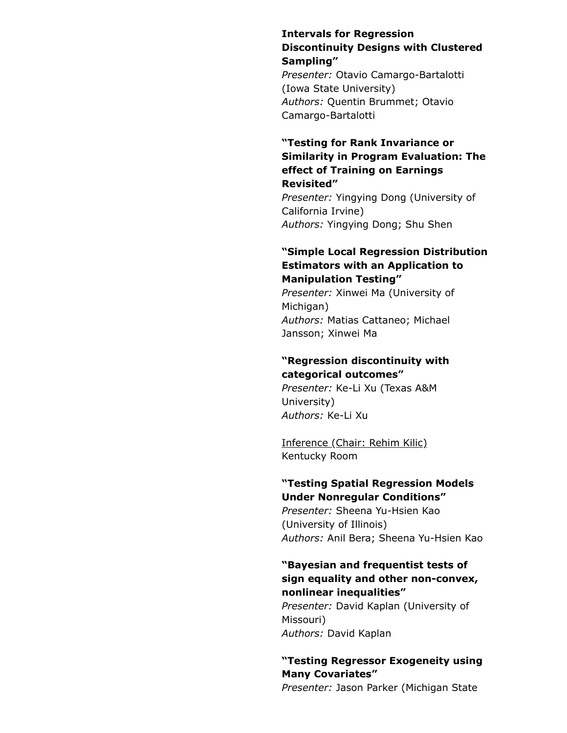**Intervals for Regression Discontinuity Designs with Clustered Sampling"**
*Presenter:* Otavio Camargo-Bartalotti (Iowa State University)
*Authors:* Quentin Brummet; Otavio Camargo-Bartalotti

**"Testing for Rank Invariance or Similarity in Program Evaluation: The effect of Training on Earnings Revisited"**
*Presenter:* Yingying Dong (University of California Irvine)
*Authors:* Yingying Dong; Shu Shen

**"Simple Local Regression Distribution Estimators with an Application to Manipulation Testing"**
*Presenter:* Xinwei Ma (University of Michigan)
*Authors:* Matias Cattaneo; Michael Jansson; Xinwei Ma

**"Regression discontinuity with categorical outcomes"**
*Presenter:* Ke-Li Xu (Texas A&M University)
*Authors:* Ke-Li Xu

Inference (Chair: Rehim Kilic)
Kentucky Room

**"Testing Spatial Regression Models Under Nonregular Conditions"**
*Presenter:* Sheena Yu-Hsien Kao (University of Illinois)
*Authors:* Anil Bera; Sheena Yu-Hsien Kao

**"Bayesian and frequentist tests of sign equality and other non-convex, nonlinear inequalities"**
*Presenter:* David Kaplan (University of Missouri)
*Authors:* David Kaplan

**"Testing Regressor Exogeneity using Many Covariates"**
*Presenter:* Jason Parker (Michigan State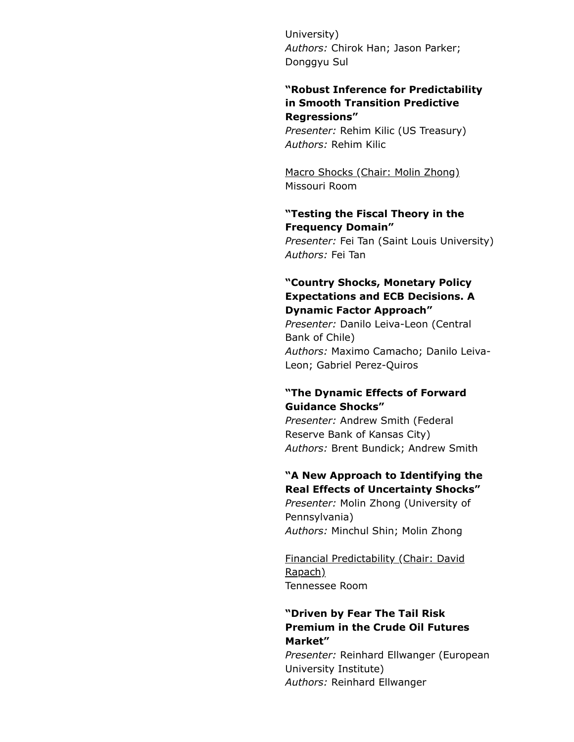University)
*Authors:* Chirok Han; Jason Parker; Donggyu Sul

**"Robust Inference for Predictability in Smooth Transition Predictive Regressions"**
*Presenter:* Rehim Kilic (US Treasury)
*Authors:* Rehim Kilic

<u>Macro Shocks (Chair: Molin Zhong)</u>
Missouri Room

**"Testing the Fiscal Theory in the Frequency Domain"**
*Presenter:* Fei Tan (Saint Louis University)
*Authors:* Fei Tan

**"Country Shocks, Monetary Policy Expectations and ECB Decisions. A Dynamic Factor Approach"**
*Presenter:* Danilo Leiva-Leon (Central Bank of Chile)
*Authors:* Maximo Camacho; Danilo Leiva-Leon; Gabriel Perez-Quiros

**"The Dynamic Effects of Forward Guidance Shocks"**
*Presenter:* Andrew Smith (Federal Reserve Bank of Kansas City)
*Authors:* Brent Bundick; Andrew Smith

**"A New Approach to Identifying the Real Effects of Uncertainty Shocks"**
*Presenter:* Molin Zhong (University of Pennsylvania)
*Authors:* Minchul Shin; Molin Zhong

<u>Financial Predictability (Chair: David Rapach)</u>
Tennessee Room

**"Driven by Fear The Tail Risk Premium in the Crude Oil Futures Market"**
*Presenter:* Reinhard Ellwanger (European University Institute)
*Authors:* Reinhard Ellwanger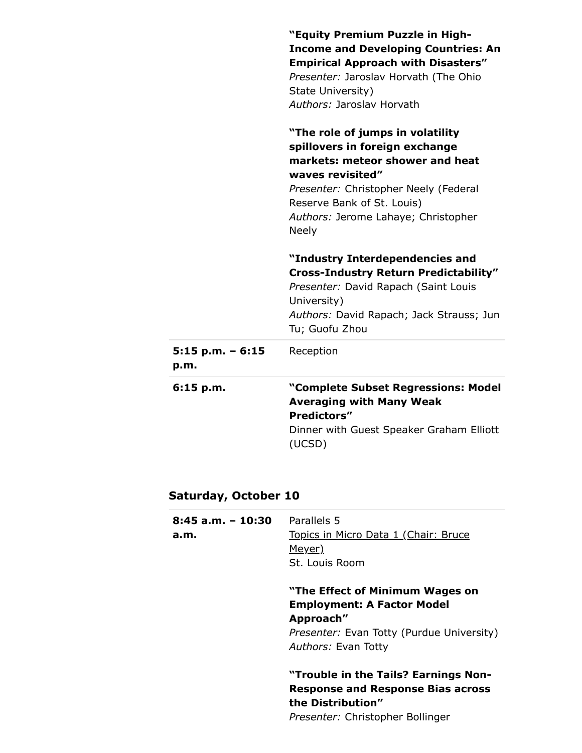| | |
|---|---|
| | **"Equity Premium Puzzle in High-Income and Developing Countries: An Empirical Approach with Disasters"**<br>*Presenter:* Jaroslav Horvath (The Ohio State University)<br>*Authors:* Jaroslav Horvath<br><br>**"The role of jumps in volatility spillovers in foreign exchange markets: meteor shower and heat waves revisited"**<br>*Presenter:* Christopher Neely (Federal Reserve Bank of St. Louis)<br>*Authors:* Jerome Lahaye; Christopher Neely<br><br>**"Industry Interdependencies and Cross-Industry Return Predictability"**<br>*Presenter:* David Rapach (Saint Louis University)<br>*Authors:* David Rapach; Jack Strauss; Jun Tu; Guofu Zhou |
| **5:15 p.m. – 6:15 p.m.** | Reception |
| **6:15 p.m.** | **"Complete Subset Regressions: Model Averaging with Many Weak Predictors"**<br>Dinner with Guest Speaker Graham Elliott (UCSD) |

### Saturday, October 10

| | |
|---|---|
| **8:45 a.m. – 10:30 a.m.** | Parallels 5<br>Topics in Micro Data 1 (Chair: Bruce Meyer)<br>St. Louis Room<br><br>**"The Effect of Minimum Wages on Employment: A Factor Model Approach"**<br>*Presenter:* Evan Totty (Purdue University)<br>*Authors:* Evan Totty<br><br>**"Trouble in the Tails? Earnings Non-Response and Response Bias across the Distribution"**<br>*Presenter:* Christopher Bollinger |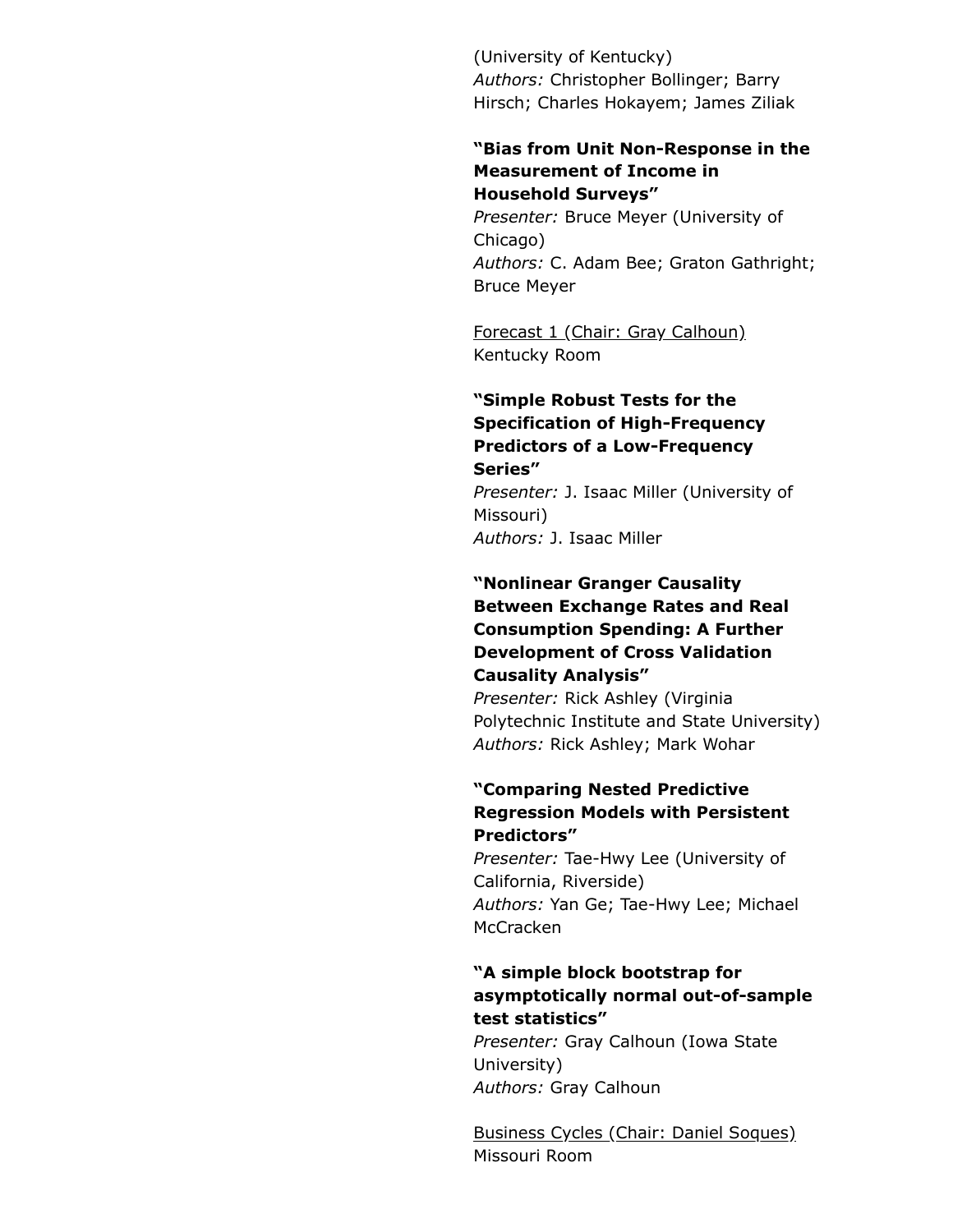(University of Kentucky)
*Authors:* Christopher Bollinger; Barry Hirsch; Charles Hokayem; James Ziliak

**"Bias from Unit Non-Response in the Measurement of Income in Household Surveys"**
*Presenter:* Bruce Meyer (University of Chicago)
*Authors:* C. Adam Bee; Graton Gathright; Bruce Meyer

Forecast 1 (Chair: Gray Calhoun)
Kentucky Room

**"Simple Robust Tests for the Specification of High-Frequency Predictors of a Low-Frequency Series"**
*Presenter:* J. Isaac Miller (University of Missouri)
*Authors:* J. Isaac Miller

**"Nonlinear Granger Causality Between Exchange Rates and Real Consumption Spending: A Further Development of Cross Validation Causality Analysis"**
*Presenter:* Rick Ashley (Virginia Polytechnic Institute and State University)
*Authors:* Rick Ashley; Mark Wohar

**"Comparing Nested Predictive Regression Models with Persistent Predictors"**
*Presenter:* Tae-Hwy Lee (University of California, Riverside)
*Authors:* Yan Ge; Tae-Hwy Lee; Michael McCracken

**"A simple block bootstrap for asymptotically normal out-of-sample test statistics"**
*Presenter:* Gray Calhoun (Iowa State University)
*Authors:* Gray Calhoun

Business Cycles (Chair: Daniel Soques)
Missouri Room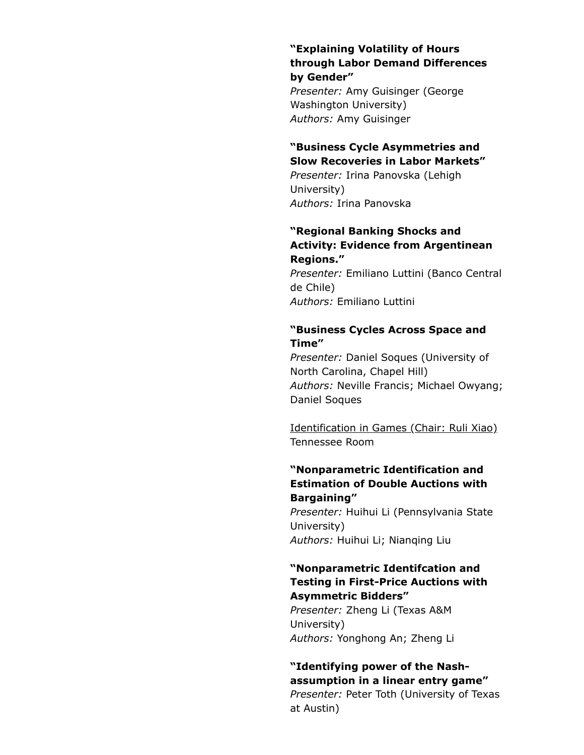**"Explaining Volatility of Hours through Labor Demand Differences by Gender"**
*Presenter:* Amy Guisinger (George Washington University)
*Authors:* Amy Guisinger

**"Business Cycle Asymmetries and Slow Recoveries in Labor Markets"**
*Presenter:* Irina Panovska (Lehigh University)
*Authors:* Irina Panovska

**"Regional Banking Shocks and Activity: Evidence from Argentinean Regions."**
*Presenter:* Emiliano Luttini (Banco Central de Chile)
*Authors:* Emiliano Luttini

**"Business Cycles Across Space and Time"**
*Presenter:* Daniel Soques (University of North Carolina, Chapel Hill)
*Authors:* Neville Francis; Michael Owyang; Daniel Soques

<u>Identification in Games (Chair: Ruli Xiao)</u>
Tennessee Room

**"Nonparametric Identification and Estimation of Double Auctions with Bargaining"**
*Presenter:* Huihui Li (Pennsylvania State University)
*Authors:* Huihui Li; Nianqing Liu

**"Nonparametric Identifcation and Testing in First-Price Auctions with Asymmetric Bidders"**
*Presenter:* Zheng Li (Texas A&M University)
*Authors:* Yonghong An; Zheng Li

**"Identifying power of the Nash-assumption in a linear entry game"**
*Presenter:* Peter Toth (University of Texas at Austin)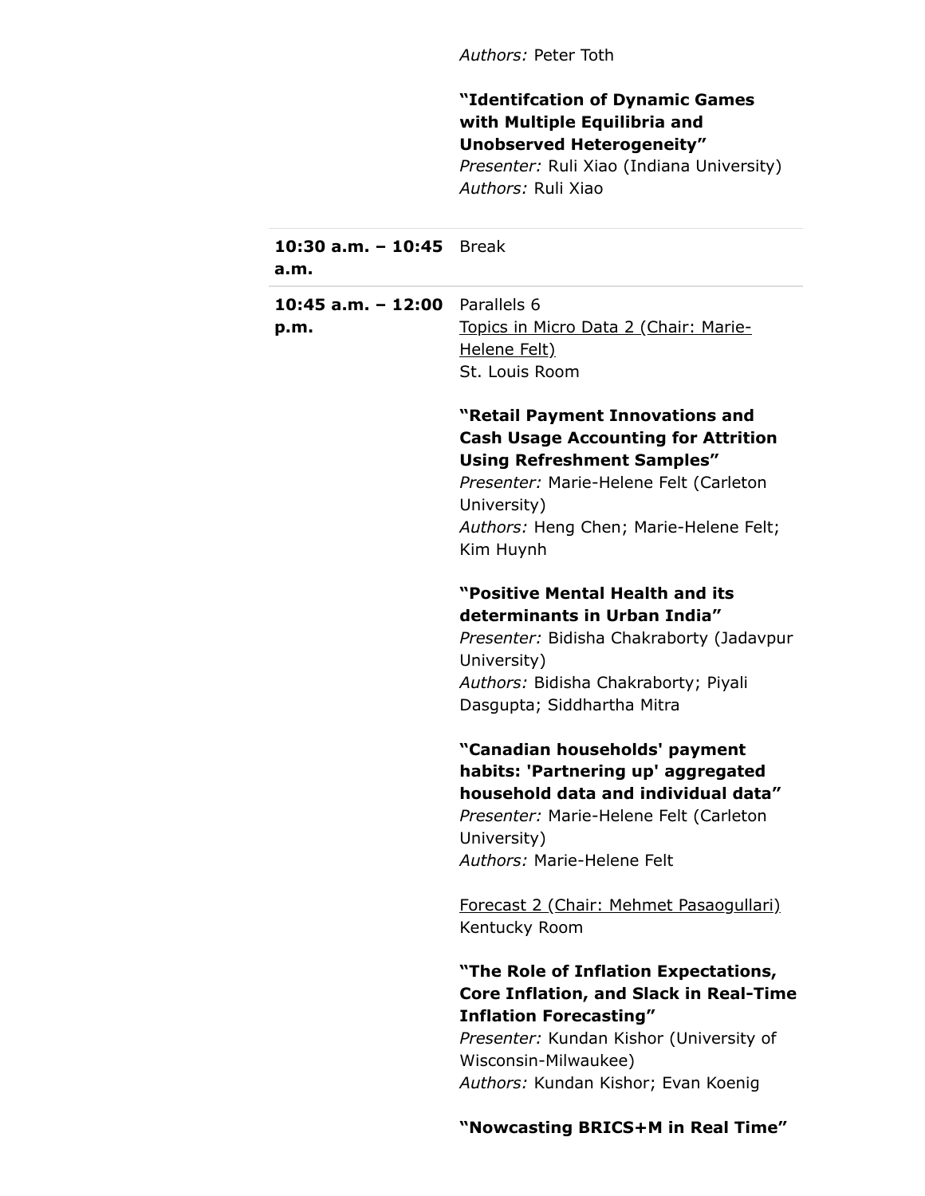*Authors:* Peter Toth

**"Identifcation of Dynamic Games with Multiple Equilibria and Unobserved Heterogeneity"**
*Presenter:* Ruli Xiao (Indiana University)
*Authors:* Ruli Xiao

| | |
|---|---|
| **10:30 a.m. – 10:45 a.m.** | Break |
| **10:45 a.m. – 12:00 p.m.** | Parallels 6 |

Topics in Micro Data 2 (Chair: Marie-Helene Felt)
St. Louis Room

**"Retail Payment Innovations and Cash Usage Accounting for Attrition Using Refreshment Samples"**
*Presenter:* Marie-Helene Felt (Carleton University)
*Authors:* Heng Chen; Marie-Helene Felt; Kim Huynh

**"Positive Mental Health and its determinants in Urban India"**
*Presenter:* Bidisha Chakraborty (Jadavpur University)
*Authors:* Bidisha Chakraborty; Piyali Dasgupta; Siddhartha Mitra

**"Canadian households' payment habits: 'Partnering up' aggregated household data and individual data"**
*Presenter:* Marie-Helene Felt (Carleton University)
*Authors:* Marie-Helene Felt

Forecast 2 (Chair: Mehmet Pasaogullari)
Kentucky Room

**"The Role of Inflation Expectations, Core Inflation, and Slack in Real-Time Inflation Forecasting"**
*Presenter:* Kundan Kishor (University of Wisconsin-Milwaukee)
*Authors:* Kundan Kishor; Evan Koenig

**"Nowcasting BRICS+M in Real Time"**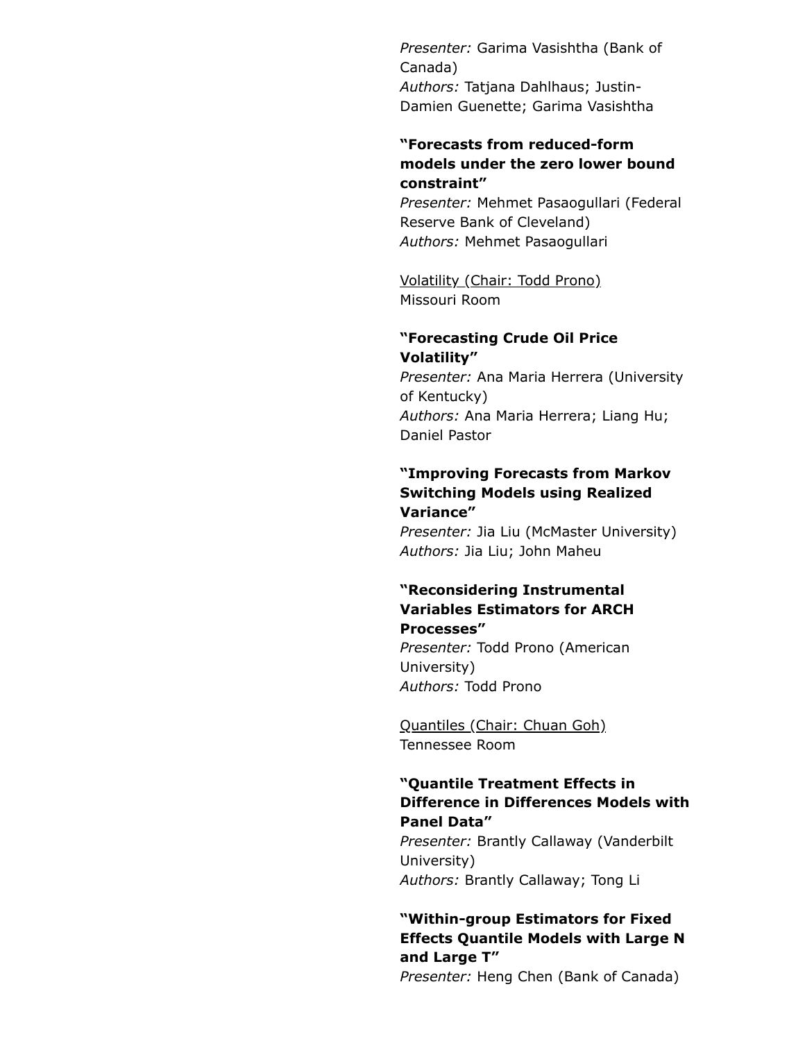*Presenter:* Garima Vasishtha (Bank of Canada)
*Authors:* Tatjana Dahlhaus; Justin-Damien Guenette; Garima Vasishtha

**"Forecasts from reduced-form models under the zero lower bound constraint"**
*Presenter:* Mehmet Pasaogullari (Federal Reserve Bank of Cleveland)
*Authors:* Mehmet Pasaogullari

<u>Volatility (Chair: Todd Prono)</u>
Missouri Room

**"Forecasting Crude Oil Price Volatility"**
*Presenter:* Ana Maria Herrera (University of Kentucky)
*Authors:* Ana Maria Herrera; Liang Hu; Daniel Pastor

**"Improving Forecasts from Markov Switching Models using Realized Variance"**
*Presenter:* Jia Liu (McMaster University)
*Authors:* Jia Liu; John Maheu

**"Reconsidering Instrumental Variables Estimators for ARCH Processes"**
*Presenter:* Todd Prono (American University)
*Authors:* Todd Prono

<u>Quantiles (Chair: Chuan Goh)</u>
Tennessee Room

**"Quantile Treatment Effects in Difference in Differences Models with Panel Data"**
*Presenter:* Brantly Callaway (Vanderbilt University)
*Authors:* Brantly Callaway; Tong Li

**"Within-group Estimators for Fixed Effects Quantile Models with Large N and Large T"**
*Presenter:* Heng Chen (Bank of Canada)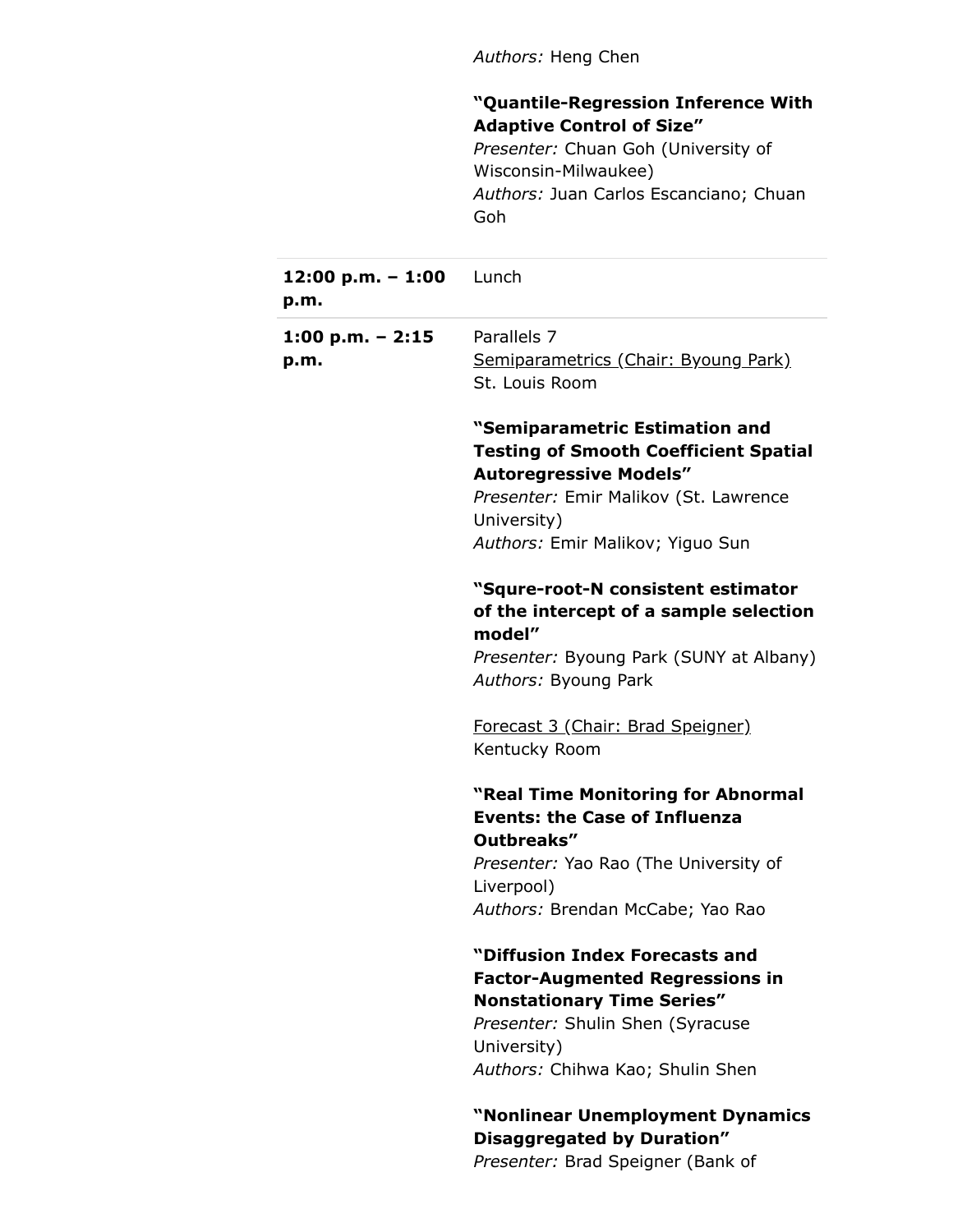*Authors:* Heng Chen

**"Quantile-Regression Inference With Adaptive Control of Size"**
*Presenter:* Chuan Goh (University of Wisconsin-Milwaukee)
*Authors:* Juan Carlos Escanciano; Chuan Goh

| | |
|---|---|
| **12:00 p.m. – 1:00 p.m.** | Lunch |
| **1:00 p.m. – 2:15 p.m.** | Parallels 7 |

Semiparametrics (Chair: Byoung Park)
St. Louis Room

**"Semiparametric Estimation and Testing of Smooth Coefficient Spatial Autoregressive Models"**
*Presenter:* Emir Malikov (St. Lawrence University)
*Authors:* Emir Malikov; Yiguo Sun

**"Squre-root-N consistent estimator of the intercept of a sample selection model"**
*Presenter:* Byoung Park (SUNY at Albany)
*Authors:* Byoung Park

Forecast 3 (Chair: Brad Speigner)
Kentucky Room

**"Real Time Monitoring for Abnormal Events: the Case of Influenza Outbreaks"**
*Presenter:* Yao Rao (The University of Liverpool)
*Authors:* Brendan McCabe; Yao Rao

**"Diffusion Index Forecasts and Factor-Augmented Regressions in Nonstationary Time Series"**
*Presenter:* Shulin Shen (Syracuse University)
*Authors:* Chihwa Kao; Shulin Shen

**"Nonlinear Unemployment Dynamics Disaggregated by Duration"**
*Presenter:* Brad Speigner (Bank of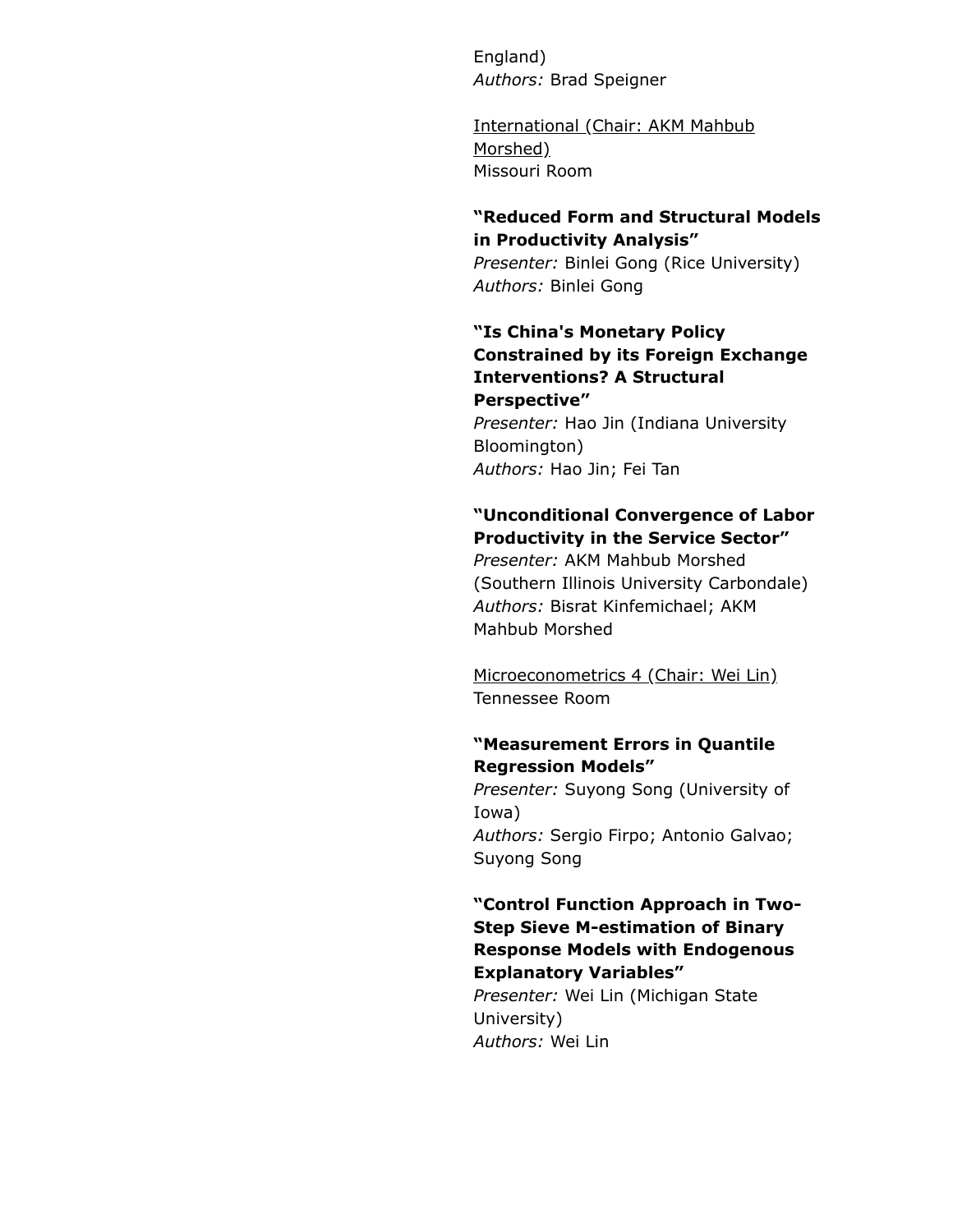England)
*Authors:* Brad Speigner

International (Chair: AKM Mahbub Morshed)
Missouri Room

**"Reduced Form and Structural Models in Productivity Analysis"**
*Presenter:* Binlei Gong (Rice University)
*Authors:* Binlei Gong

**"Is China's Monetary Policy Constrained by its Foreign Exchange Interventions? A Structural Perspective"**
*Presenter:* Hao Jin (Indiana University Bloomington)
*Authors:* Hao Jin; Fei Tan

**"Unconditional Convergence of Labor Productivity in the Service Sector"**
*Presenter:* AKM Mahbub Morshed (Southern Illinois University Carbondale)
*Authors:* Bisrat Kinfemichael; AKM Mahbub Morshed

Microeconometrics 4 (Chair: Wei Lin)
Tennessee Room

**"Measurement Errors in Quantile Regression Models"**
*Presenter:* Suyong Song (University of Iowa)
*Authors:* Sergio Firpo; Antonio Galvao; Suyong Song

**"Control Function Approach in Two-Step Sieve M-estimation of Binary Response Models with Endogenous Explanatory Variables"**
*Presenter:* Wei Lin (Michigan State University)
*Authors:* Wei Lin